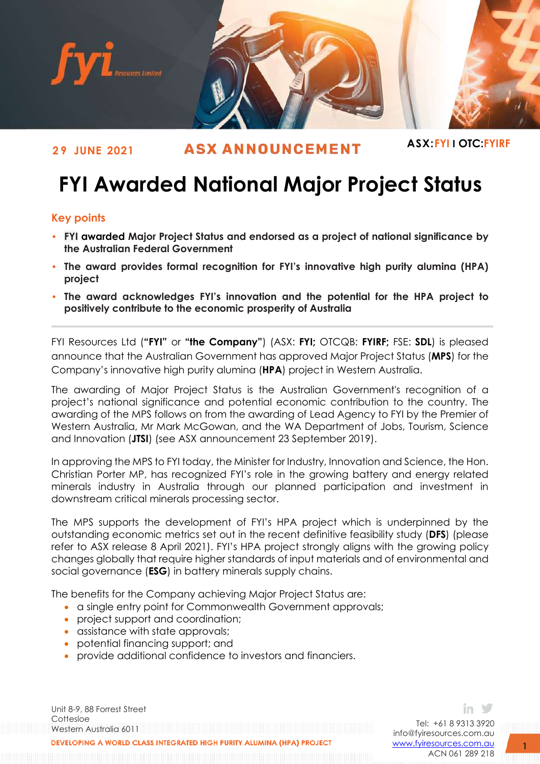**29 JUNE 2021** **ASX ANNOUNCEMENT** **ASX:FYI I OTC:FYIRF**

# FYI Awarded National Major Project Status

## Key points

- **FYI awarded Major Project Status and endorsed as a project of national significance by the Australian Federal Government**
- **The award provides formal recognition for FYI's innovative high purity alumina (HPA) project**
- **The award acknowledges FYI's innovation and the potential for the HPA project to positively contribute to the economic prosperity of Australia**

---

FYI Resources Ltd (**"FYI"** or **"the Company"**) (ASX: **FYI;** OTCQB: **FYIRF;** FSE: **SDL**) is pleased announce that the Australian Government has approved Major Project Status (**MPS**) for the Company's innovative high purity alumina (**HPA**) project in Western Australia.

The awarding of Major Project Status is the Australian Government's recognition of a project's national significance and potential economic contribution to the country. The awarding of the MPS follows on from the awarding of Lead Agency to FYI by the Premier of Western Australia, Mr Mark McGowan, and the WA Department of Jobs, Tourism, Science and Innovation (**JTSI**) (see ASX announcement 23 September 2019).

In approving the MPS to FYI today, the Minister for Industry, Innovation and Science, the Hon. Christian Porter MP, has recognized FYI's role in the growing battery and energy related minerals industry in Australia through our planned participation and investment in downstream critical minerals processing sector.

The MPS supports the development of FYI's HPA project which is underpinned by the outstanding economic metrics set out in the recent definitive feasibility study (**DFS**) (please refer to ASX release 8 April 2021). FYI's HPA project strongly aligns with the growing policy changes globally that require higher standards of input materials and of environmental and social governance (**ESG**) in battery minerals supply chains.

The benefits for the Company achieving Major Project Status are:

- a single entry point for Commonwealth Government approvals;
- project support and coordination;
- assistance with state approvals;
- potential financing support; and
- provide additional confidence to investors and financiers.

Unit 8-9, 88 Forrest Street
Cottesloe
Western Australia 6011

Tel: +61 8 9313 3920
info@fyiresources.com.au
www.fyiresources.com.au
ACN 061 289 218

DEVELOPING A WORLD CLASS INTEGRATED HIGH PURITY ALUMINA (HPA) PROJECT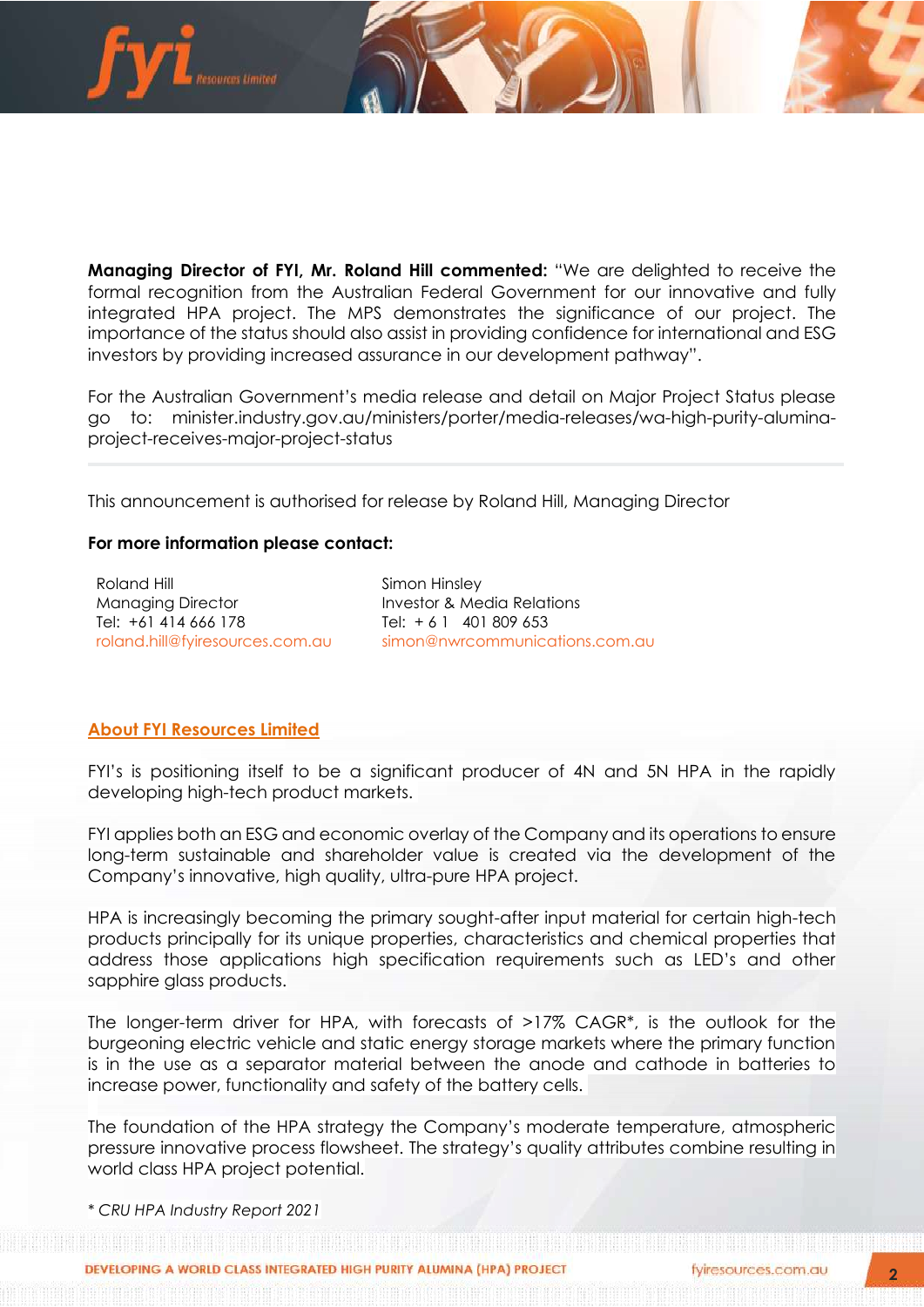**Managing Director of FYI, Mr. Roland Hill commented:** "We are delighted to receive the formal recognition from the Australian Federal Government for our innovative and fully integrated HPA project. The MPS demonstrates the significance of our project. The importance of the status should also assist in providing confidence for international and ESG investors by providing increased assurance in our development pathway".

For the Australian Government's media release and detail on Major Project Status please go to: minister.industry.gov.au/ministers/porter/media-releases/wa-high-purity-alumina-project-receives-major-project-status

---

This announcement is authorised for release by Roland Hill, Managing Director

**For more information please contact:**

Roland Hill
Managing Director
Tel: +61 414 666 178
roland.hill@fyiresources.com.au

Simon Hinsley
Investor & Media Relations
Tel: + 6 1 401 809 653
simon@nwrcommunications.com.au

## About FYI Resources Limited

FYI's is positioning itself to be a significant producer of 4N and 5N HPA in the rapidly developing high-tech product markets.

FYI applies both an ESG and economic overlay of the Company and its operations to ensure long-term sustainable and shareholder value is created via the development of the Company's innovative, high quality, ultra-pure HPA project.

HPA is increasingly becoming the primary sought-after input material for certain high-tech products principally for its unique properties, characteristics and chemical properties that address those applications high specification requirements such as LED's and other sapphire glass products.

The longer-term driver for HPA, with forecasts of >17% CAGR*, is the outlook for the burgeoning electric vehicle and static energy storage markets where the primary function is in the use as a separator material between the anode and cathode in batteries to increase power, functionality and safety of the battery cells.

The foundation of the HPA strategy the Company's moderate temperature, atmospheric pressure innovative process flowsheet. The strategy's quality attributes combine resulting in world class HPA project potential.

*\* CRU HPA Industry Report 2021*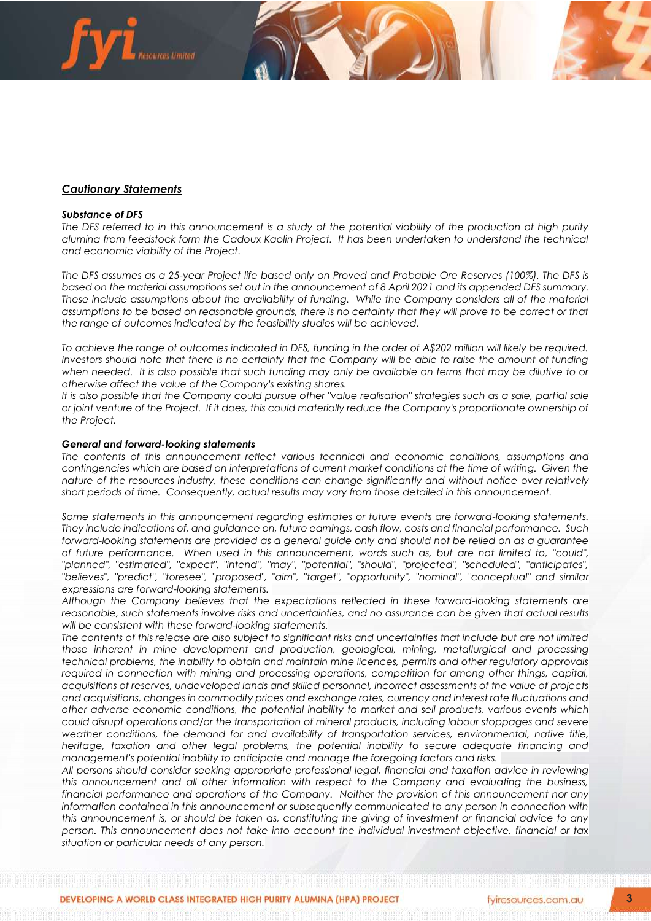## *Cautionary Statements*

***Substance of DFS***

*The DFS referred to in this announcement is a study of the potential viability of the production of high purity alumina from feedstock form the Cadoux Kaolin Project. It has been undertaken to understand the technical and economic viability of the Project.*

*The DFS assumes as a 25-year Project life based only on Proved and Probable Ore Reserves (100%). The DFS is based on the material assumptions set out in the announcement of 8 April 2021 and its appended DFS summary. These include assumptions about the availability of funding. While the Company considers all of the material assumptions to be based on reasonable grounds, there is no certainty that they will prove to be correct or that the range of outcomes indicated by the feasibility studies will be achieved.*

*To achieve the range of outcomes indicated in DFS, funding in the order of A$202 million will likely be required. Investors should note that there is no certainty that the Company will be able to raise the amount of funding when needed. It is also possible that such funding may only be available on terms that may be dilutive to or otherwise affect the value of the Company's existing shares.*

*It is also possible that the Company could pursue other "value realisation" strategies such as a sale, partial sale or joint venture of the Project. If it does, this could materially reduce the Company's proportionate ownership of the Project.*

***General and forward-looking statements***

*The contents of this announcement reflect various technical and economic conditions, assumptions and contingencies which are based on interpretations of current market conditions at the time of writing. Given the nature of the resources industry, these conditions can change significantly and without notice over relatively short periods of time. Consequently, actual results may vary from those detailed in this announcement.*

*Some statements in this announcement regarding estimates or future events are forward-looking statements. They include indications of, and guidance on, future earnings, cash flow, costs and financial performance. Such forward-looking statements are provided as a general guide only and should not be relied on as a guarantee of future performance. When used in this announcement, words such as, but are not limited to, "could", "planned", "estimated", "expect", "intend", "may", "potential", "should", "projected", "scheduled", "anticipates", "believes", "predict", "foresee", "proposed", "aim", "target", "opportunity", "nominal", "conceptual" and similar expressions are forward-looking statements.*

*Although the Company believes that the expectations reflected in these forward-looking statements are reasonable, such statements involve risks and uncertainties, and no assurance can be given that actual results will be consistent with these forward-looking statements.*

*The contents of this release are also subject to significant risks and uncertainties that include but are not limited those inherent in mine development and production, geological, mining, metallurgical and processing technical problems, the inability to obtain and maintain mine licences, permits and other regulatory approvals required in connection with mining and processing operations, competition for among other things, capital, acquisitions of reserves, undeveloped lands and skilled personnel, incorrect assessments of the value of projects and acquisitions, changes in commodity prices and exchange rates, currency and interest rate fluctuations and other adverse economic conditions, the potential inability to market and sell products, various events which could disrupt operations and/or the transportation of mineral products, including labour stoppages and severe weather conditions, the demand for and availability of transportation services, environmental, native title, heritage, taxation and other legal problems, the potential inability to secure adequate financing and management's potential inability to anticipate and manage the foregoing factors and risks.*

*All persons should consider seeking appropriate professional legal, financial and taxation advice in reviewing this announcement and all other information with respect to the Company and evaluating the business, financial performance and operations of the Company. Neither the provision of this announcement nor any information contained in this announcement or subsequently communicated to any person in connection with this announcement is, or should be taken as, constituting the giving of investment or financial advice to any person. This announcement does not take into account the individual investment objective, financial or tax situation or particular needs of any person.*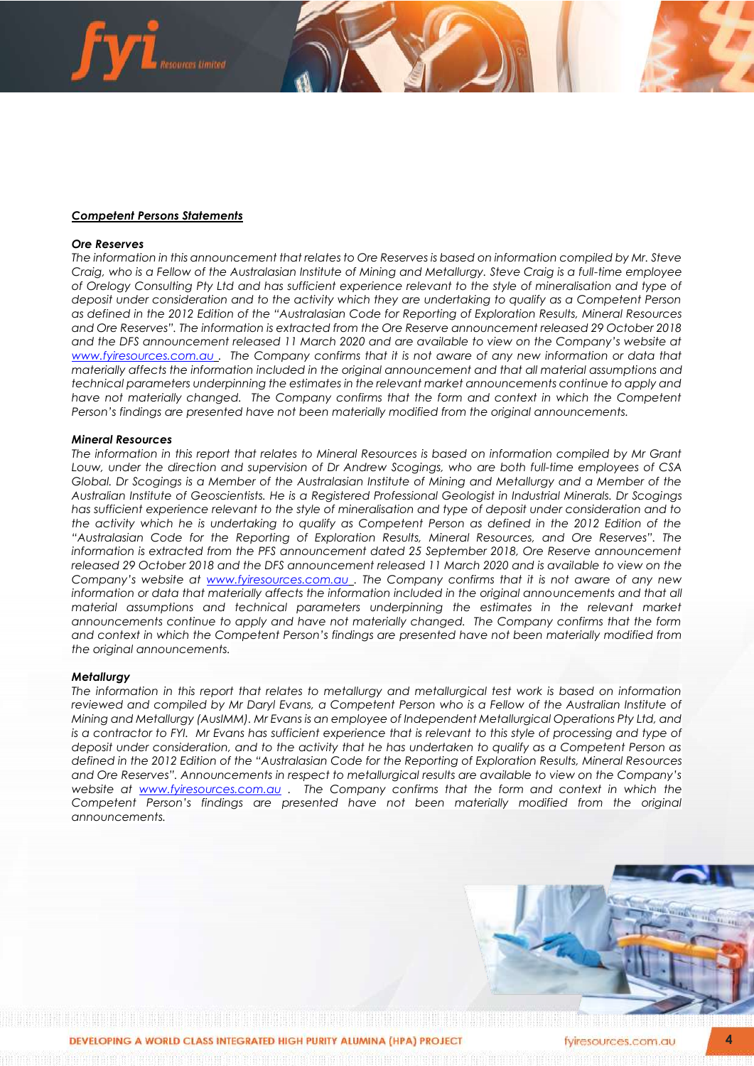***Competent Persons Statements***

***Ore Reserves***

*The information in this announcement that relates to Ore Reserves is based on information compiled by Mr. Steve Craig, who is a Fellow of the Australasian Institute of Mining and Metallurgy. Steve Craig is a full-time employee of Orelogy Consulting Pty Ltd and has sufficient experience relevant to the style of mineralisation and type of deposit under consideration and to the activity which they are undertaking to qualify as a Competent Person as defined in the 2012 Edition of the "Australasian Code for Reporting of Exploration Results, Mineral Resources and Ore Reserves". The information is extracted from the Ore Reserve announcement released 29 October 2018 and the DFS announcement released 11 March 2020 and are available to view on the Company's website at www.fyiresources.com.au . The Company confirms that it is not aware of any new information or data that materially affects the information included in the original announcement and that all material assumptions and technical parameters underpinning the estimates in the relevant market announcements continue to apply and have not materially changed. The Company confirms that the form and context in which the Competent Person's findings are presented have not been materially modified from the original announcements.*

***Mineral Resources***

*The information in this report that relates to Mineral Resources is based on information compiled by Mr Grant Louw, under the direction and supervision of Dr Andrew Scogings, who are both full-time employees of CSA Global. Dr Scogings is a Member of the Australian Institute of Mining and Metallurgy and a Member of the Australian Institute of Geoscientists. He is a Registered Professional Geologist in Industrial Minerals. Dr Scogings has sufficient experience relevant to the style of mineralisation and type of deposit under consideration and to the activity which he is undertaking to qualify as Competent Person as defined in the 2012 Edition of the "Australasian Code for the Reporting of Exploration Results, Mineral Resources, and Ore Reserves". The information is extracted from the PFS announcement dated 25 September 2018, Ore Reserve announcement released 29 October 2018 and the DFS announcement released 11 March 2020 and is available to view on the Company's website at www.fyiresources.com.au . The Company confirms that it is not aware of any new information or data that materially affects the information included in the original announcements and that all material assumptions and technical parameters underpinning the estimates in the relevant market announcements continue to apply and have not materially changed. The Company confirms that the form and context in which the Competent Person's findings are presented have not been materially modified from the original announcements.*

***Metallurgy***

*The information in this report that relates to metallurgy and metallurgical test work is based on information reviewed and compiled by Mr Daryl Evans, a Competent Person who is a Fellow of the Australian Institute of Mining and Metallurgy (AusIMM). Mr Evans is an employee of Independent Metallurgical Operations Pty Ltd, and is a contractor to FYI. Mr Evans has sufficient experience that is relevant to this style of processing and type of deposit under consideration, and to the activity that he has undertaken to qualify as a Competent Person as defined in the 2012 Edition of the "Australasian Code for the Reporting of Exploration Results, Mineral Resources and Ore Reserves". Announcements in respect to metallurgical results are available to view on the Company's website at www.fyiresources.com.au . The Company confirms that the form and context in which the Competent Person's findings are presented have not been materially modified from the original announcements.*